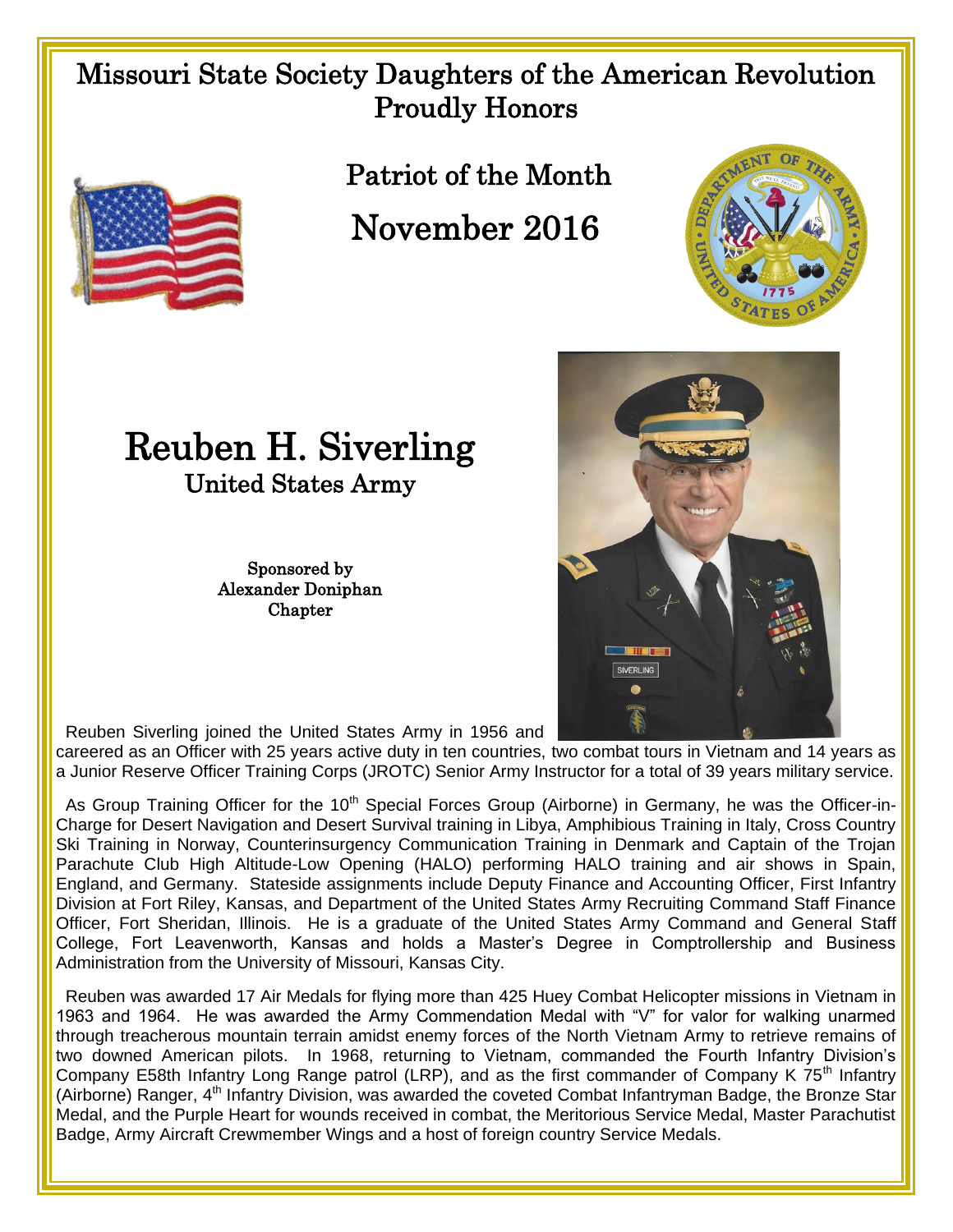# Missouri State Society Daughters of the American Revolution Proudly Honors

## Patriot of the Month

## November 2016

# Reuben H. Siverling

### United States Army

**Sponsored by Alexander Doniphan Chapter**

Reuben Siverling joined the United States Army in 1956 and careered as an Officer with 25 years active duty in ten countries, two combat tours in Vietnam and 14 years as a Junior Reserve Officer Training Corps (JROTC) Senior Army Instructor for a total of 39 years military service.

As Group Training Officer for the 10th Special Forces Group (Airborne) in Germany, he was the Officer-in-Charge for Desert Navigation and Desert Survival training in Libya, Amphibious Training in Italy, Cross Country Ski Training in Norway, Counterinsurgency Communication Training in Denmark and Captain of the Trojan Parachute Club High Altitude-Low Opening (HALO) performing HALO training and air shows in Spain, England, and Germany. Stateside assignments include Deputy Finance and Accounting Officer, First Infantry Division at Fort Riley, Kansas, and Department of the United States Army Recruiting Command Staff Finance Officer, Fort Sheridan, Illinois. He is a graduate of the United States Army Command and General Staff College, Fort Leavenworth, Kansas and holds a Master's Degree in Comptrollership and Business Administration from the University of Missouri, Kansas City.

Reuben was awarded 17 Air Medals for flying more than 425 Huey Combat Helicopter missions in Vietnam in 1963 and 1964. He was awarded the Army Commendation Medal with "V" for valor for walking unarmed through treacherous mountain terrain amidst enemy forces of the North Vietnam Army to retrieve remains of two downed American pilots. In 1968, returning to Vietnam, commanded the Fourth Infantry Division's Company E58th Infantry Long Range patrol (LRP), and as the first commander of Company K 75th Infantry (Airborne) Ranger, 4th Infantry Division, was awarded the coveted Combat Infantryman Badge, the Bronze Star Medal, and the Purple Heart for wounds received in combat, the Meritorious Service Medal, Master Parachutist Badge, Army Aircraft Crewmember Wings and a host of foreign country Service Medals.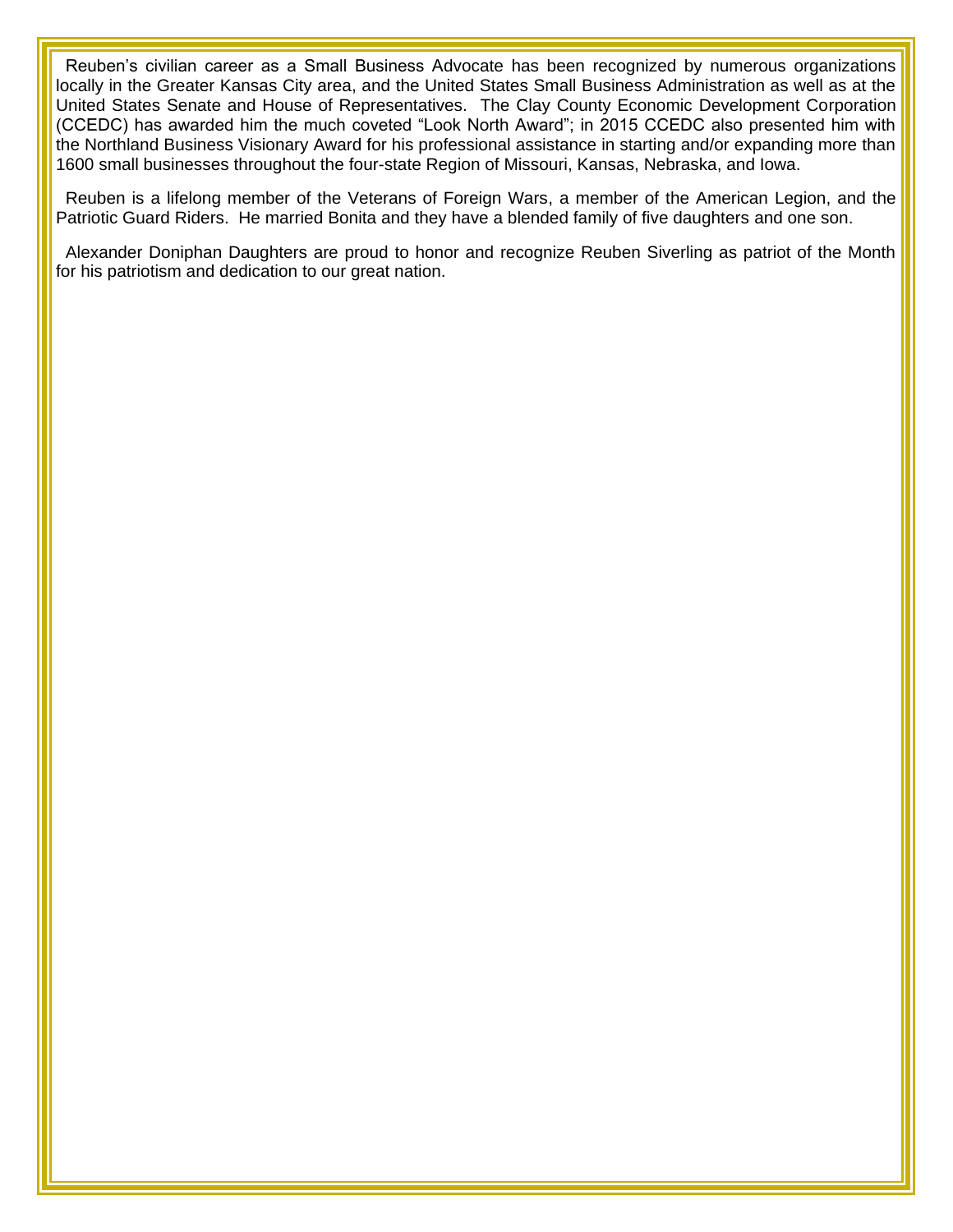Reuben's civilian career as a Small Business Advocate has been recognized by numerous organizations locally in the Greater Kansas City area, and the United States Small Business Administration as well as at the United States Senate and House of Representatives. The Clay County Economic Development Corporation (CCEDC) has awarded him the much coveted "Look North Award"; in 2015 CCEDC also presented him with the Northland Business Visionary Award for his professional assistance in starting and/or expanding more than 1600 small businesses throughout the four-state Region of Missouri, Kansas, Nebraska, and Iowa.

Reuben is a lifelong member of the Veterans of Foreign Wars, a member of the American Legion, and the Patriotic Guard Riders. He married Bonita and they have a blended family of five daughters and one son.

Alexander Doniphan Daughters are proud to honor and recognize Reuben Siverling as patriot of the Month for his patriotism and dedication to our great nation.